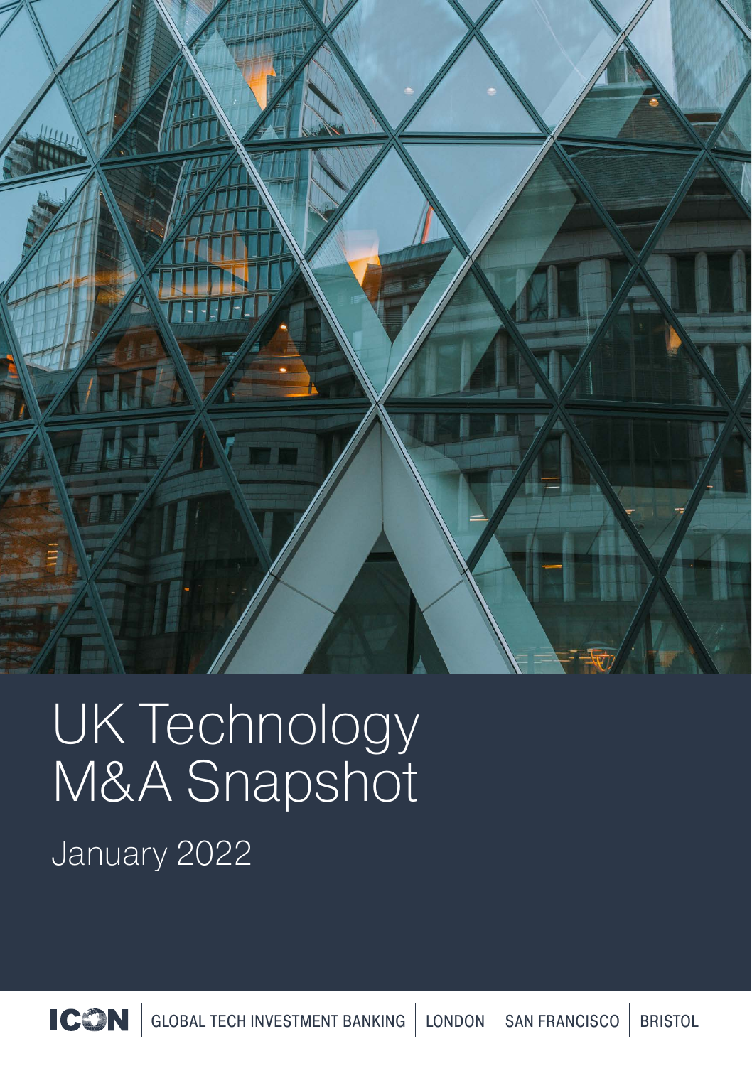# UK Technology M&A Snapshot

January 2022

ICON | GLOBAL TECH INVESTMENT BANKING | LONDON | SAN FRANCISCO | BRISTOL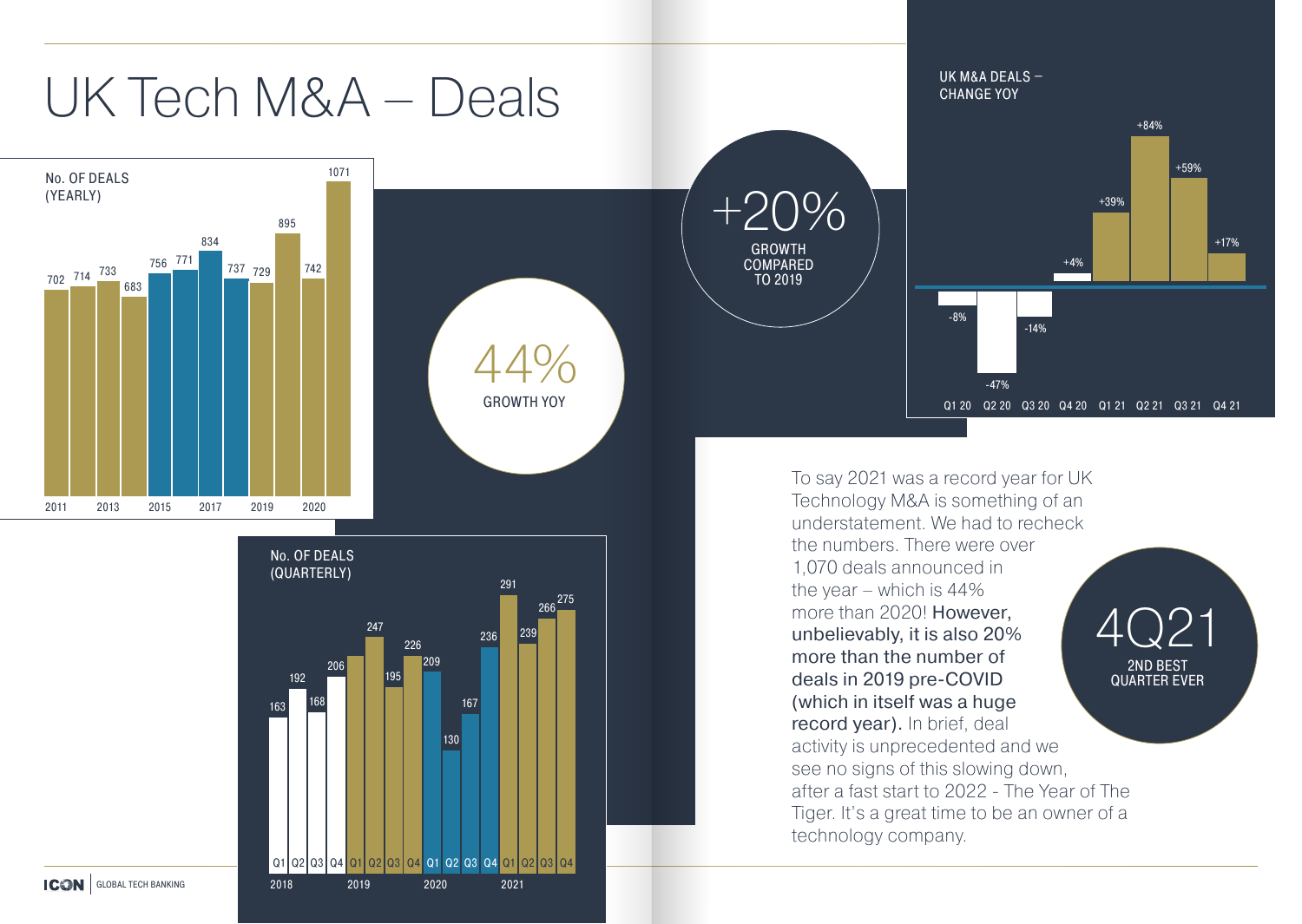# UK Tech M&A – Deals

No. OF DEALS (YEARLY)

702 714 733 683 756 771 834 737 729 895 742 1071

2011 2013 2015 2017 2019 2020

44% GROWTH YOY

+20% GROWTH COMPARED TO 2019

UK M&A DEALS – CHANGE YOY

-8% -47% -14% +4% +39% +84% +59% +17%

Q1 20 Q2 20 Q3 20 Q4 20 Q1 21 Q2 21 Q3 21 Q4 21

No. OF DEALS (QUARTERLY)

163 192 168 206 247 195 226 209 130 167 236 291 239 266 275

Q1 Q2 Q3 Q4 Q1 Q2 Q3 Q4 Q1 Q2 Q3 Q4 Q1 Q2 Q3 Q4

2018 2019 2020 2021

To say 2021 was a record year for UK Technology M&A is something of an understatement. We had to recheck the numbers. There were over 1,070 deals announced in the year – which is 44% more than 2020! **However, unbelievably, it is also 20% more than the number of deals in 2019 pre-COVID (which in itself was a huge record year).** In brief, deal activity is unprecedented and we see no signs of this slowing down, after a fast start to 2022 - The Year of The Tiger. It's a great time to be an owner of a technology company.

4Q21 2ND BEST QUARTER EVER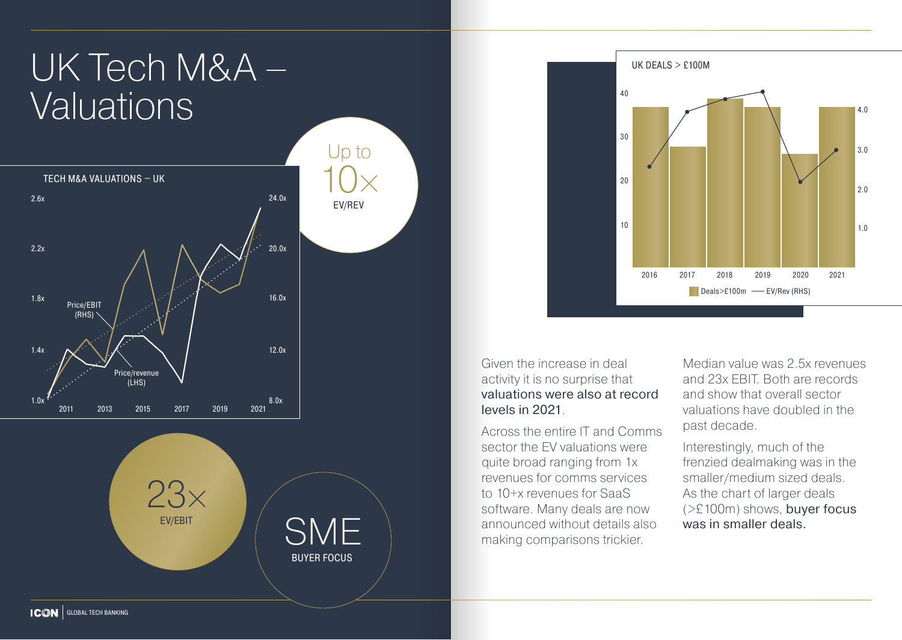# UK Tech M&A – Valuations

TECH M&A VALUATIONS – UK

2.6x
2.2x
1.8x
1.4x
1.0x

24.0x
20.0x
16.0x
12.0x
8.0x

2011
2013
2015
2017
2019
2021

Price/EBIT (RHS)

Price/revenue (LHS)

Up to 10× EV/REV

23× EV/EBIT

SME BUYER FOCUS

UK DEALS > £100M

40
30
20
10

4.0
3.0
2.0
1.0

2016
2017
2018
2019
2020
2021

Deals>£100m — EV/Rev (RHS)

Given the increase in deal activity it is no surprise that valuations were also at record levels in 2021.

Across the entire IT and Comms sector the EV valuations were quite broad ranging from 1x revenues for comms services to 10+x revenues for SaaS software. Many deals are now announced without details also making comparisons trickier.

Median value was 2.5x revenues and 23x EBIT. Both are records and show that overall sector valuations have doubled in the past decade.

Interestingly, much of the frenzied dealmaking was in the smaller/medium sized deals. As the chart of larger deals (>£100m) shows, buyer focus was in smaller deals.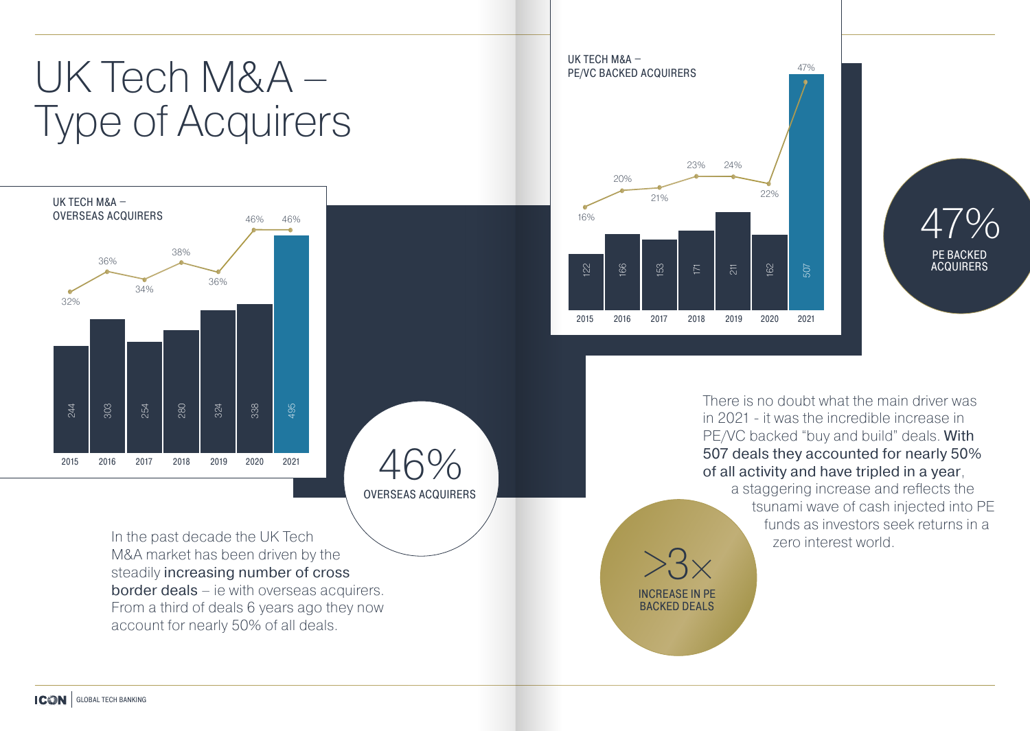# UK Tech M&A – Type of Acquirers

UK TECH M&A – OVERSEAS ACQUIRERS

32% 36% 34% 38% 36% 46% 46%

244 303 254 280 324 338 495

2015 2016 2017 2018 2019 2020 2021

46%
OVERSEAS ACQUIRERS

In the past decade the UK Tech M&A market has been driven by the steadily **increasing number of cross border deals** – ie with overseas acquirers. From a third of deals 6 years ago they now account for nearly 50% of all deals.

UK TECH M&A – PE/VC BACKED ACQUIRERS

16% 20% 21% 23% 24% 22% 47%

122 166 153 171 211 162 507

2015 2016 2017 2018 2019 2020 2021

47%
PE BACKED ACQUIRERS

There is no doubt what the main driver was in 2021 - it was the incredible increase in PE/VC backed "buy and build" deals. **With 507 deals they accounted for nearly 50% of all activity and have tripled in a year**, a staggering increase and reflects the tsunami wave of cash injected into PE funds as investors seek returns in a zero interest world.

>3x
INCREASE IN PE BACKED DEALS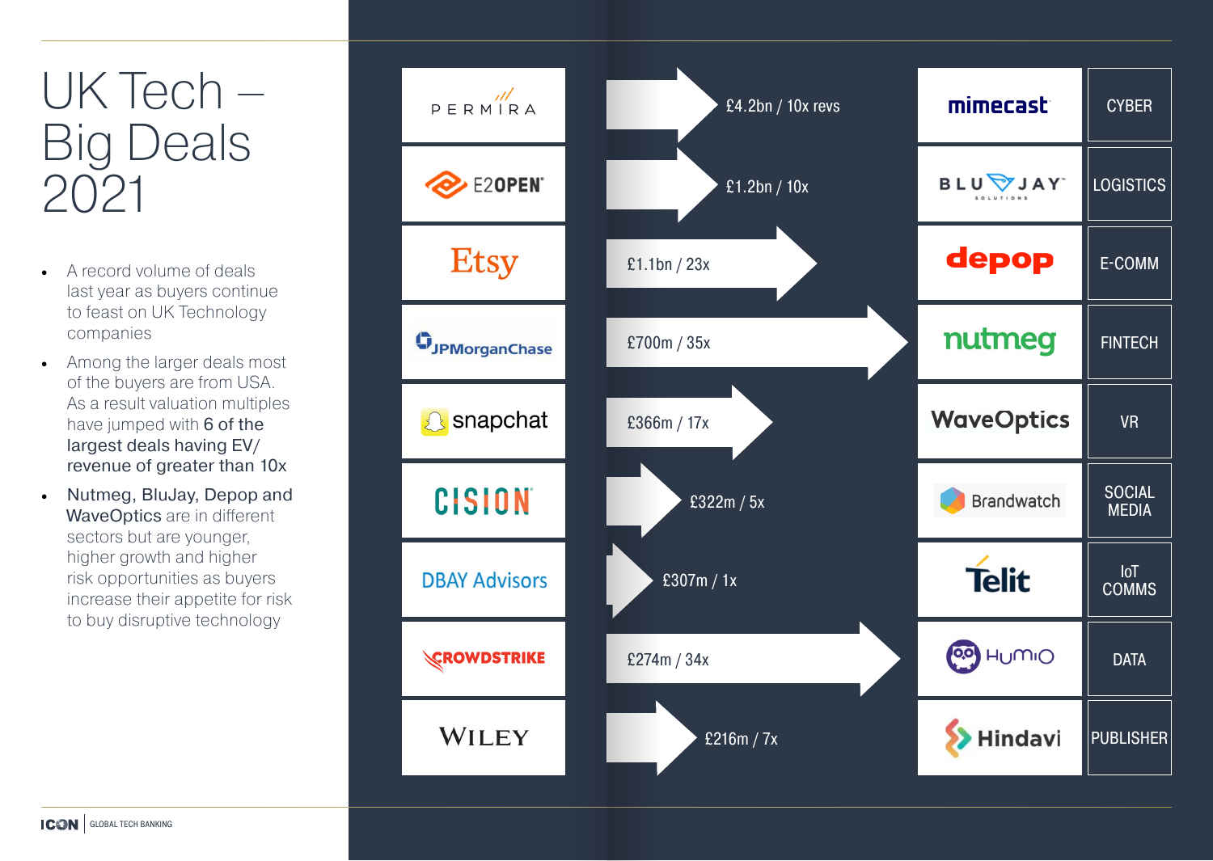# UK Tech – Big Deals 2021

- A record volume of deals last year as buyers continue to feast on UK Technology companies
- Among the larger deals most of the buyers are from USA. As a result valuation multiples have jumped with 6 of the largest deals having EV/ revenue of greater than 10x
- Nutmeg, BluJay, Depop and WaveOptics are in different sectors but are younger, higher growth and higher risk opportunities as buyers increase their appetite for risk to buy disruptive technology

| | | | |
|---|---|---|---|
| Permira | £4.2bn / 10x revs | mimecast | CYBER |
| E2open | £1.2bn / 10x | BluJay Solutions | LOGISTICS |
| Etsy | £1.1bn / 23x | depop | E-COMM |
| JPMorganChase | £700m / 35x | nutmeg | FINTECH |
| snapchat | £366m / 17x | WaveOptics | VR |
| CISION | £322m / 5x | Brandwatch | SOCIAL MEDIA |
| DBAY Advisors | £307m / 1x | Telit | IoT COMMS |
| CROWDSTRIKE | £274m / 34x | Humio | DATA |
| WILEY | £216m / 7x | Hindavi | PUBLISHER |

ICON | GLOBAL TECH BANKING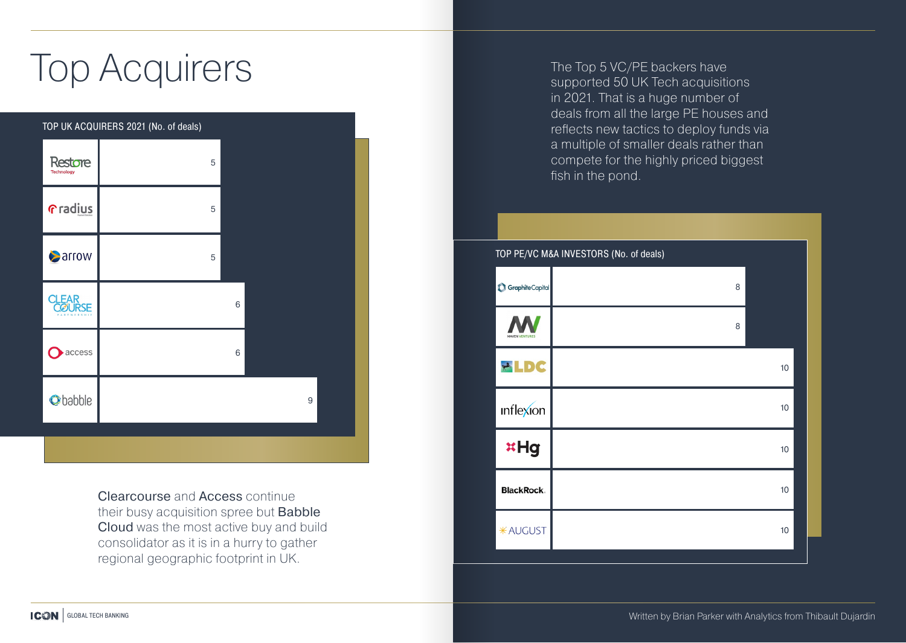# Top Acquirers

TOP UK ACQUIRERS 2021 (No. of deals)

| Acquirer | No. of deals |
| --- | --- |
| Restore Technology | 5 |
| radius | 5 |
| arrow | 5 |
| Clear Course Partnership | 6 |
| access | 6 |
| babble | 9 |

Clearcourse and Access continue their busy acquisition spree but Babble Cloud was the most active buy and build consolidator as it is in a hurry to gather regional geographic footprint in UK.

The Top 5 VC/PE backers have supported 50 UK Tech acquisitions in 2021. That is a huge number of deals from all the large PE houses and reflects new tactics to deploy funds via a multiple of smaller deals rather than compete for the highly priced biggest fish in the pond.

TOP PE/VC M&A INVESTORS (No. of deals)

| Investor | No. of deals |
| --- | --- |
| Graphite Capital | 8 |
| Maven Ventures | 8 |
| LDC | 10 |
| Inflexion | 10 |
| Hg | 10 |
| BlackRock | 10 |
| August | 10 |

Written by Brian Parker with Analytics from Thibault Dujardin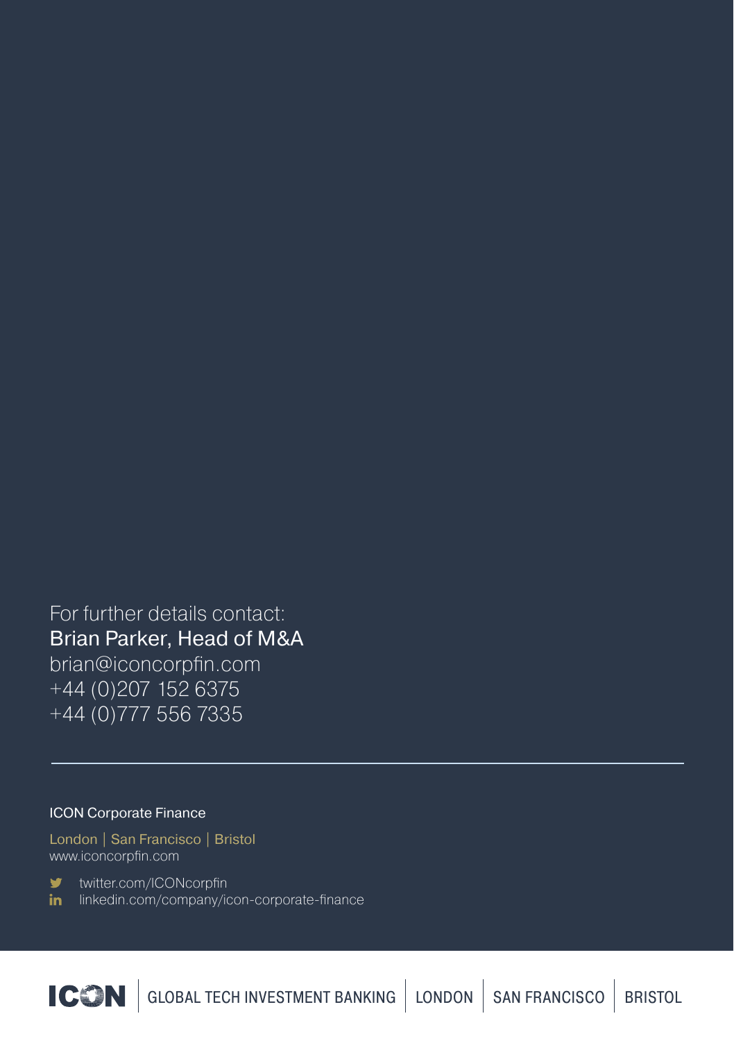For further details contact:

**Brian Parker, Head of M&A**

brian@iconcorpfin.com

+44 (0)207 152 6375

+44 (0)777 556 7335

---

ICON Corporate Finance

London | San Francisco | Bristol

www.iconcorpfin.com

twitter.com/ICONcorpfin

linkedin.com/company/icon-corporate-finance

ICON | GLOBAL TECH INVESTMENT BANKING | LONDON | SAN FRANCISCO | BRISTOL